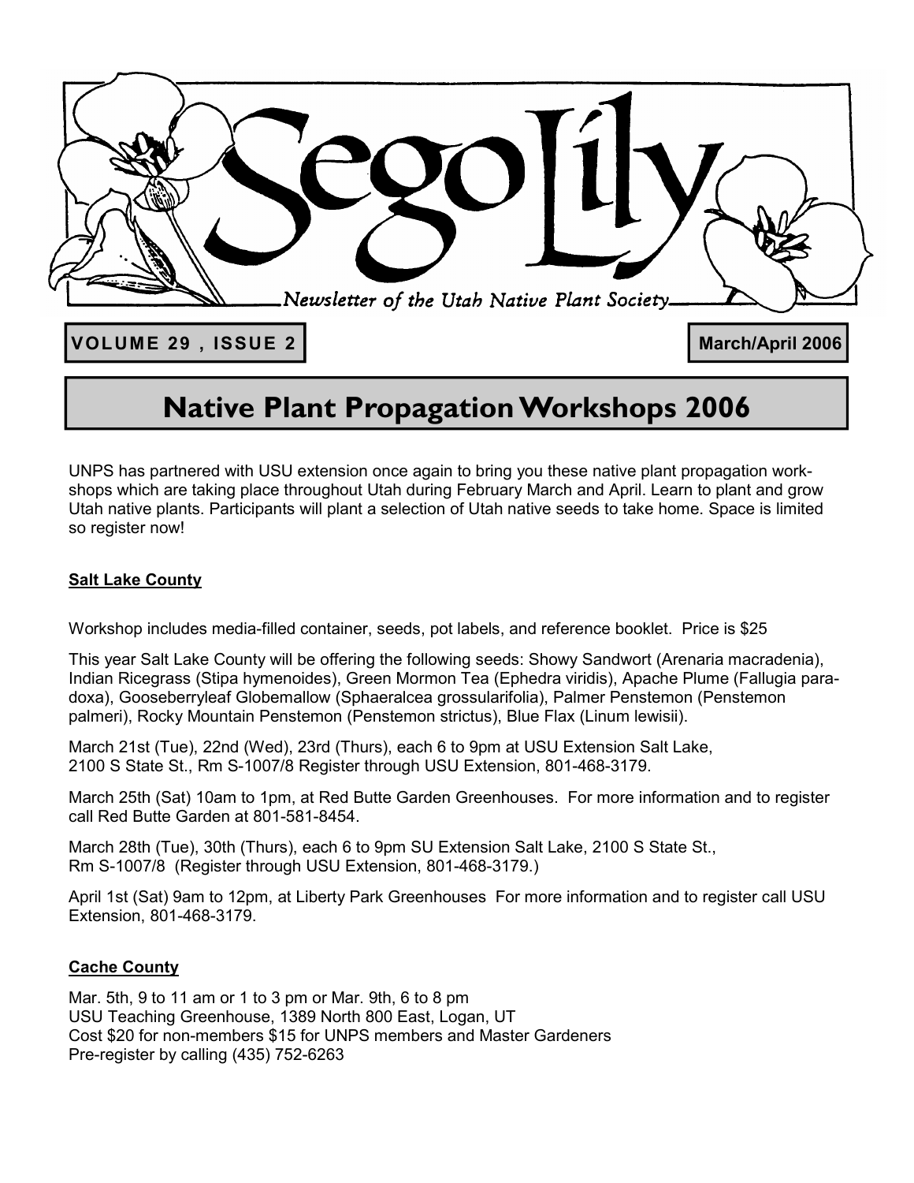# Sego Lily

*Newsletter of the Utah Native Plant Society*

**VOLUME 29 , ISSUE 2**

**March/April 2006**

## Native Plant Propagation Workshops 2006

UNPS has partnered with USU extension once again to bring you these native plant propagation workshops which are taking place throughout Utah during February March and April. Learn to plant and grow Utah native plants. Participants will plant a selection of Utah native seeds to take home. Space is limited so register now!

### Salt Lake County

Workshop includes media-filled container, seeds, pot labels, and reference booklet. Price is $25

This year Salt Lake County will be offering the following seeds: Showy Sandwort (Arenaria macradenia), Indian Ricegrass (Stipa hymenoides), Green Mormon Tea (Ephedra viridis), Apache Plume (Fallugia paradoxa), Gooseberryleaf Globemallow (Sphaeralcea grossularifolia), Palmer Penstemon (Penstemon palmeri), Rocky Mountain Penstemon (Penstemon strictus), Blue Flax (Linum lewisii).

March 21st (Tue), 22nd (Wed), 23rd (Thurs), each 6 to 9pm at USU Extension Salt Lake, 2100 S State St., Rm S-1007/8 Register through USU Extension, 801-468-3179.

March 25th (Sat) 10am to 1pm, at Red Butte Garden Greenhouses. For more information and to register call Red Butte Garden at 801-581-8454.

March 28th (Tue), 30th (Thurs), each 6 to 9pm SU Extension Salt Lake, 2100 S State St., Rm S-1007/8 (Register through USU Extension, 801-468-3179.)

April 1st (Sat) 9am to 12pm, at Liberty Park Greenhouses For more information and to register call USU Extension, 801-468-3179.

### Cache County

Mar. 5th, 9 to 11 am or 1 to 3 pm or Mar. 9th, 6 to 8 pm
USU Teaching Greenhouse, 1389 North 800 East, Logan, UT
Cost $20 for non-members $15 for UNPS members and Master Gardeners
Pre-register by calling (435) 752-6263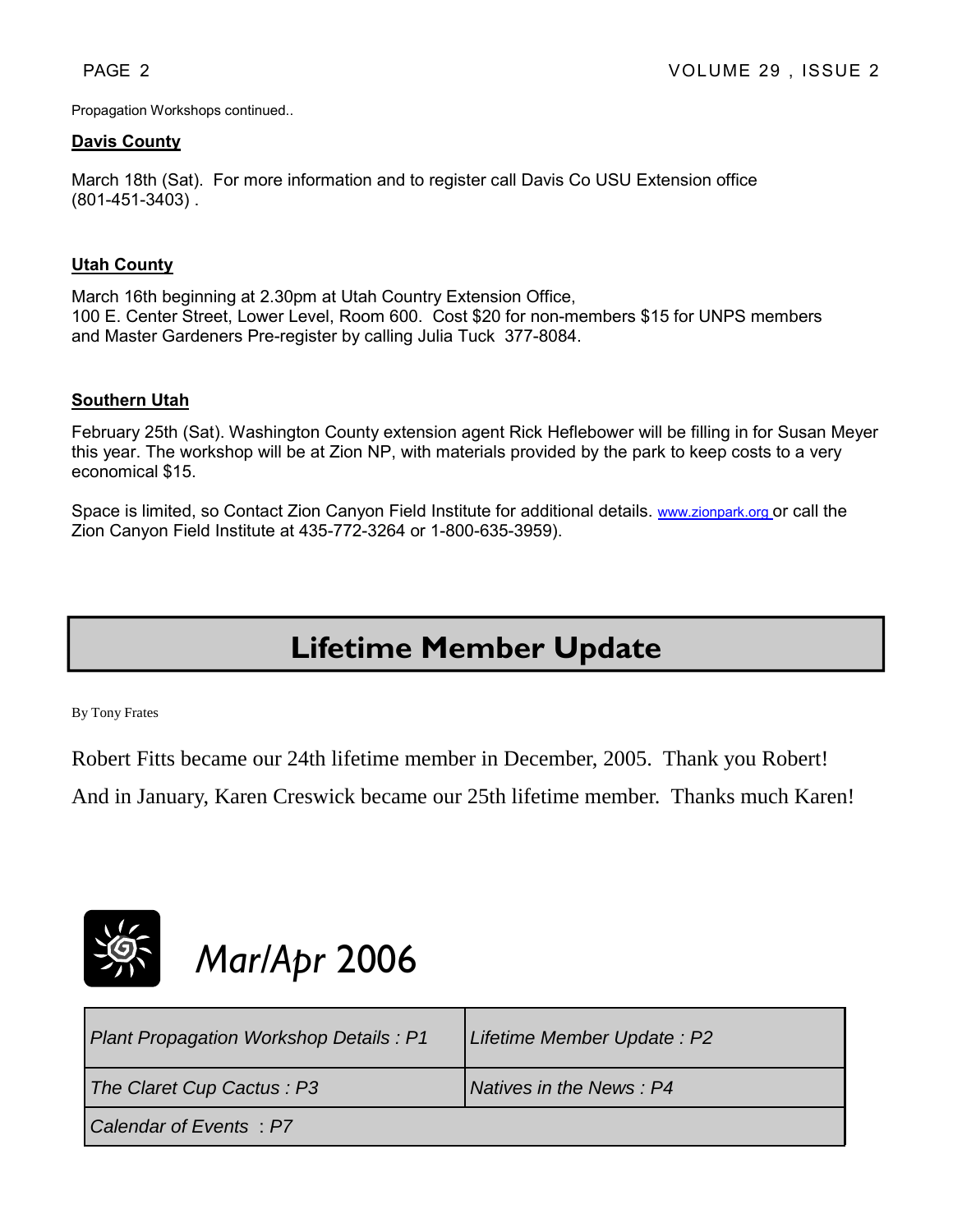Propagation Workshops continued..

**Davis County**

March 18th (Sat). For more information and to register call Davis Co USU Extension office (801-451-3403) .

**Utah County**

March 16th beginning at 2.30pm at Utah Country Extension Office,
100 E. Center Street, Lower Level, Room 600. Cost $20 for non-members $15 for UNPS members and Master Gardeners Pre-register by calling Julia Tuck 377-8084.

**Southern Utah**

February 25th (Sat). Washington County extension agent Rick Heflebower will be filling in for Susan Meyer this year. The workshop will be at Zion NP, with materials provided by the park to keep costs to a very economical $15.

Space is limited, so Contact Zion Canyon Field Institute for additional details. www.zionpark.org or call the Zion Canyon Field Institute at 435-772-3264 or 1-800-635-3959).

## Lifetime Member Update

By Tony Frates

Robert Fitts became our 24th lifetime member in December, 2005. Thank you Robert!

And in January, Karen Creswick became our 25th lifetime member. Thanks much Karen!

*Mar/Apr* 2006

| Plant Propagation Workshop Details : P1 | Lifetime Member Update : P2 |
| --- | --- |
| The Claret Cup Cactus : P3 | Natives in the News : P4 |
| Calendar of Events : P7 | |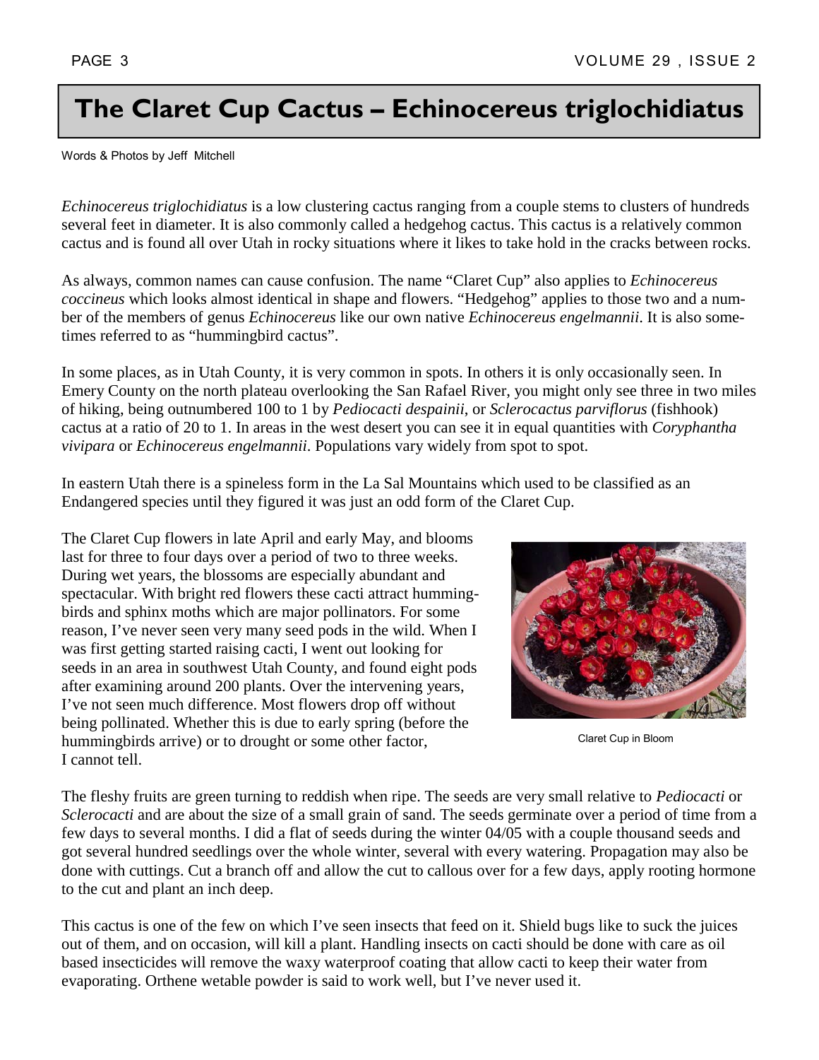# The Claret Cup Cactus – Echinocereus triglochidiatus

Words & Photos by Jeff Mitchell

*Echinocereus triglochidiatus* is a low clustering cactus ranging from a couple stems to clusters of hundreds several feet in diameter. It is also commonly called a hedgehog cactus. This cactus is a relatively common cactus and is found all over Utah in rocky situations where it likes to take hold in the cracks between rocks.

As always, common names can cause confusion. The name "Claret Cup" also applies to *Echinocereus coccineus* which looks almost identical in shape and flowers. "Hedgehog" applies to those two and a number of the members of genus *Echinocereus* like our own native *Echinocereus engelmannii*. It is also sometimes referred to as "hummingbird cactus".

In some places, as in Utah County, it is very common in spots. In others it is only occasionally seen. In Emery County on the north plateau overlooking the San Rafael River, you might only see three in two miles of hiking, being outnumbered 100 to 1 by *Pediocacti despainii*, or *Sclerocactus parviflorus* (fishhook) cactus at a ratio of 20 to 1. In areas in the west desert you can see it in equal quantities with *Coryphantha vivipara* or *Echinocereus engelmannii*. Populations vary widely from spot to spot.

In eastern Utah there is a spineless form in the La Sal Mountains which used to be classified as an Endangered species until they figured it was just an odd form of the Claret Cup.

The Claret Cup flowers in late April and early May, and blooms last for three to four days over a period of two to three weeks. During wet years, the blossoms are especially abundant and spectacular. With bright red flowers these cacti attract hummingbirds and sphinx moths which are major pollinators. For some reason, I've never seen very many seed pods in the wild. When I was first getting started raising cacti, I went out looking for seeds in an area in southwest Utah County, and found eight pods after examining around 200 plants. Over the intervening years, I've not seen much difference. Most flowers drop off without being pollinated. Whether this is due to early spring (before the hummingbirds arrive) or to drought or some other factor, I cannot tell.

Claret Cup in Bloom

The fleshy fruits are green turning to reddish when ripe. The seeds are very small relative to *Pediocacti* or *Sclerocacti* and are about the size of a small grain of sand. The seeds germinate over a period of time from a few days to several months. I did a flat of seeds during the winter 04/05 with a couple thousand seeds and got several hundred seedlings over the whole winter, several with every watering. Propagation may also be done with cuttings. Cut a branch off and allow the cut to callous over for a few days, apply rooting hormone to the cut and plant an inch deep.

This cactus is one of the few on which I've seen insects that feed on it. Shield bugs like to suck the juices out of them, and on occasion, will kill a plant. Handling insects on cacti should be done with care as oil based insecticides will remove the waxy waterproof coating that allow cacti to keep their water from evaporating. Orthene wetable powder is said to work well, but I've never used it.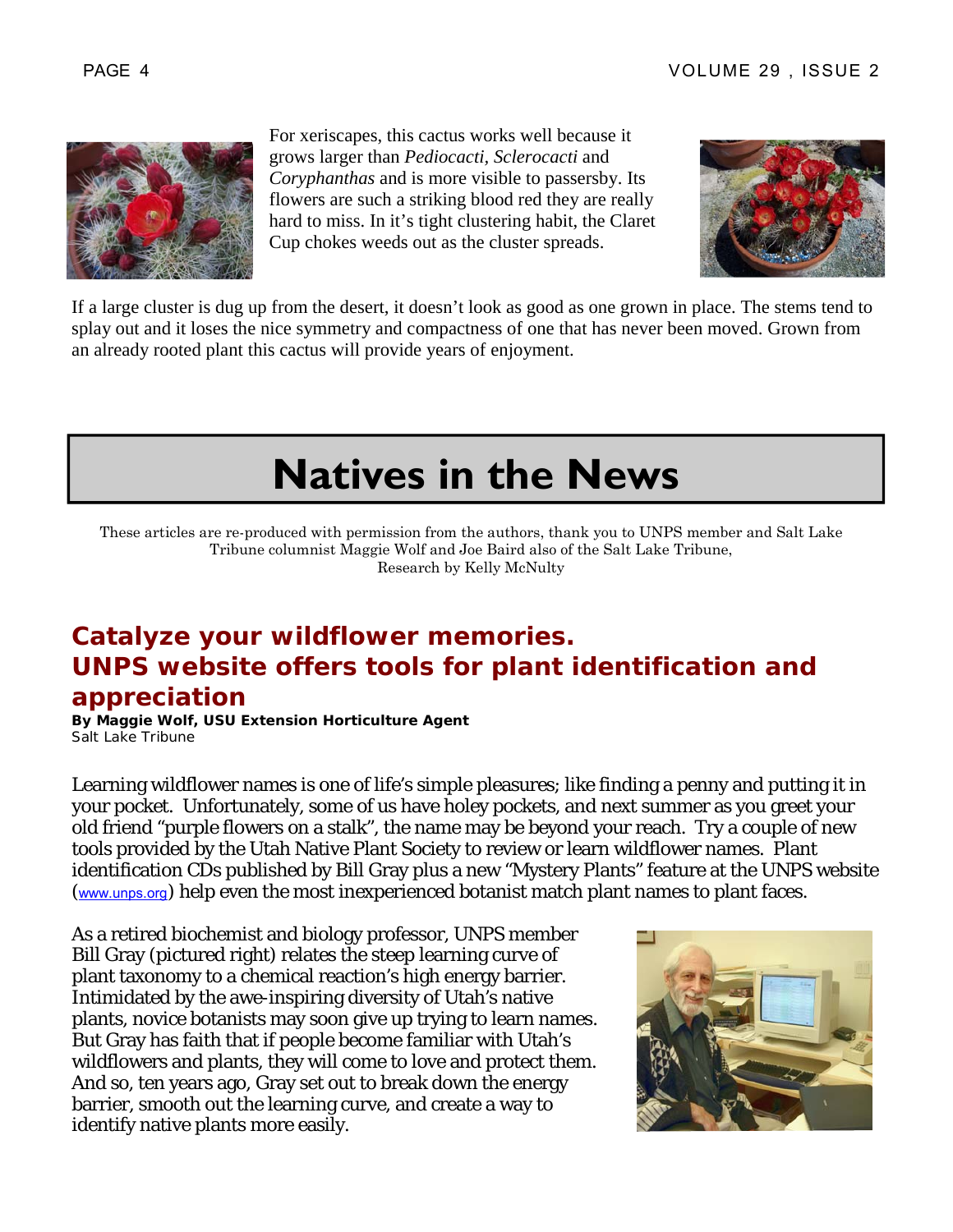For xeriscapes, this cactus works well because it grows larger than *Pediocacti*, *Sclerocacti* and *Coryphanthas* and is more visible to passersby. Its flowers are such a striking blood red they are really hard to miss. In it's tight clustering habit, the Claret Cup chokes weeds out as the cluster spreads.

If a large cluster is dug up from the desert, it doesn't look as good as one grown in place. The stems tend to splay out and it loses the nice symmetry and compactness of one that has never been moved. Grown from an already rooted plant this cactus will provide years of enjoyment.

# Natives in the News

These articles are re-produced with permission from the authors, thank you to UNPS member and Salt Lake Tribune columnist Maggie Wolf and Joe Baird also of the Salt Lake Tribune, Research by Kelly McNulty

## Catalyze your wildflower memories. UNPS website offers tools for plant identification and appreciation

**By Maggie Wolf, USU Extension Horticulture Agent**
Salt Lake Tribune

Learning wildflower names is one of life's simple pleasures; like finding a penny and putting it in your pocket. Unfortunately, some of us have holey pockets, and next summer as you greet your old friend "purple flowers on a stalk", the name may be beyond your reach. Try a couple of new tools provided by the Utah Native Plant Society to review or learn wildflower names. Plant identification CDs published by Bill Gray plus a new "Mystery Plants" feature at the UNPS website (www.unps.org) help even the most inexperienced botanist match plant names to plant faces.

As a retired biochemist and biology professor, UNPS member Bill Gray (pictured right) relates the steep learning curve of plant taxonomy to a chemical reaction's high energy barrier. Intimidated by the awe-inspiring diversity of Utah's native plants, novice botanists may soon give up trying to learn names. But Gray has faith that if people become familiar with Utah's wildflowers and plants, they will come to love and protect them. And so, ten years ago, Gray set out to break down the energy barrier, smooth out the learning curve, and create a way to identify native plants more easily.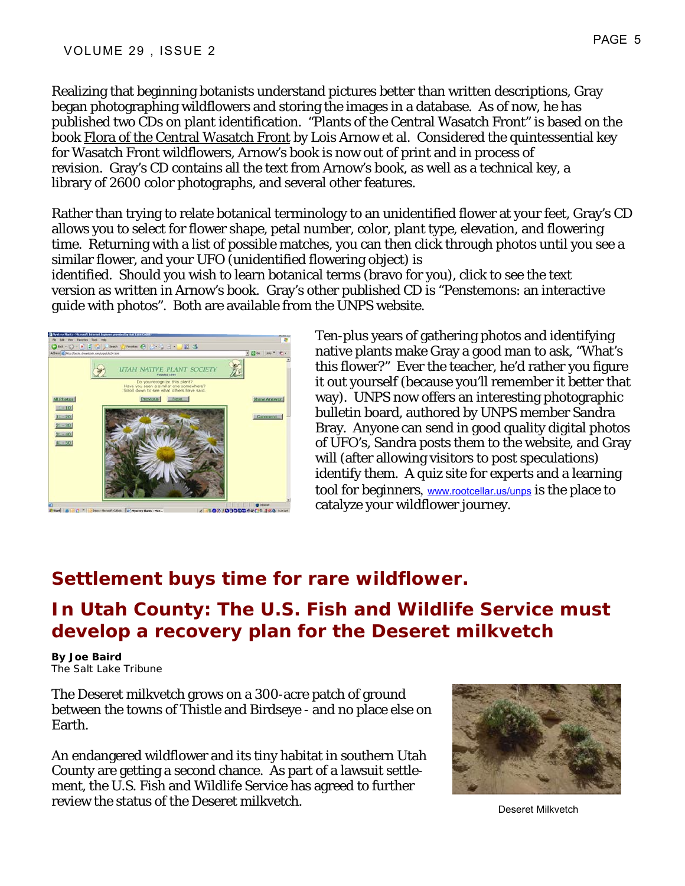Realizing that beginning botanists understand pictures better than written descriptions, Gray began photographing wildflowers and storing the images in a database. As of now, he has published two CDs on plant identification. "Plants of the Central Wasatch Front" is based on the book Flora of the Central Wasatch Front by Lois Arnow et al. Considered the quintessential key for Wasatch Front wildflowers, Arnow's book is now out of print and in process of revision. Gray's CD contains all the text from Arnow's book, as well as a technical key, a library of 2600 color photographs, and several other features.

Rather than trying to relate botanical terminology to an unidentified flower at your feet, Gray's CD allows you to select for flower shape, petal number, color, plant type, elevation, and flowering time. Returning with a list of possible matches, you can then click through photos until you see a similar flower, and your UFO (unidentified flowering object) is identified. Should you wish to learn botanical terms (bravo for you), click to see the text version as written in Arnow's book. Gray's other published CD is "Penstemons: an interactive guide with photos". Both are available from the UNPS website.

Ten-plus years of gathering photos and identifying native plants make Gray a good man to ask, "What's this flower?" Ever the teacher, he'd rather you figure it out yourself (because you'll remember it better that way). UNPS now offers an interesting photographic bulletin board, authored by UNPS member Sandra Bray. Anyone can send in good quality digital photos of UFO's, Sandra posts them to the website, and Gray will (after allowing visitors to post speculations) identify them. A quiz site for experts and a learning tool for beginners, www.rootcellar.us/unps is the place to catalyze your wildflower journey.

## Settlement buys time for rare wildflower.

## In Utah County: The U.S. Fish and Wildlife Service must develop a recovery plan for the Deseret milkvetch

**By Joe Baird**
*The Salt Lake Tribune*

The Deseret milkvetch grows on a 300-acre patch of ground between the towns of Thistle and Birdseye - and no place else on Earth.

An endangered wildflower and its tiny habitat in southern Utah County are getting a second chance. As part of a lawsuit settlement, the U.S. Fish and Wildlife Service has agreed to further review the status of the Deseret milkvetch.

Deseret Milkvetch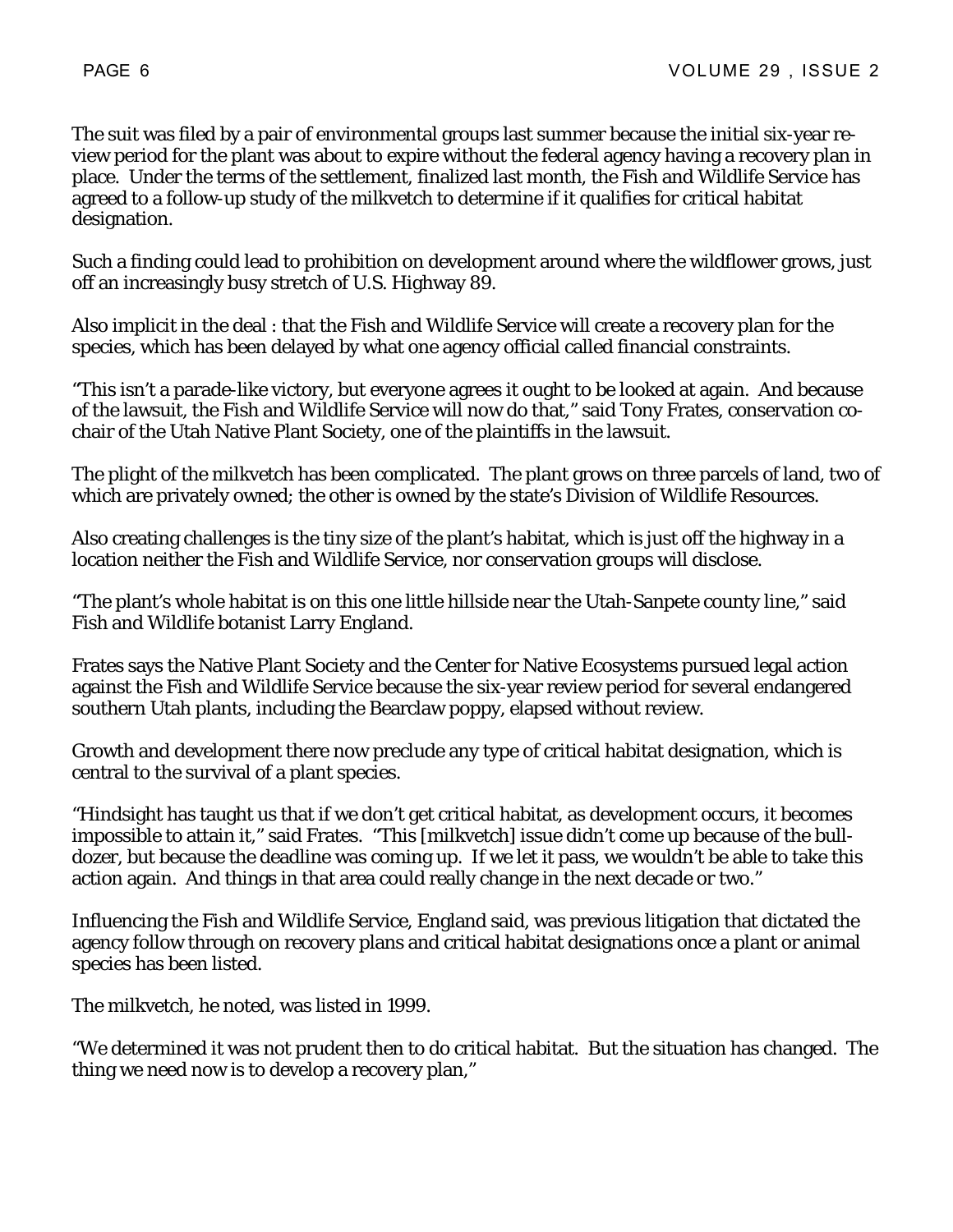The suit was filed by a pair of environmental groups last summer because the initial six-year review period for the plant was about to expire without the federal agency having a recovery plan in place. Under the terms of the settlement, finalized last month, the Fish and Wildlife Service has agreed to a follow-up study of the milkvetch to determine if it qualifies for critical habitat designation.

Such a finding could lead to prohibition on development around where the wildflower grows, just off an increasingly busy stretch of U.S. Highway 89.

Also implicit in the deal : that the Fish and Wildlife Service will create a recovery plan for the species, which has been delayed by what one agency official called financial constraints.

"This isn't a parade-like victory, but everyone agrees it ought to be looked at again. And because of the lawsuit, the Fish and Wildlife Service will now do that," said Tony Frates, conservation co-chair of the Utah Native Plant Society, one of the plaintiffs in the lawsuit.

The plight of the milkvetch has been complicated. The plant grows on three parcels of land, two of which are privately owned; the other is owned by the state's Division of Wildlife Resources.

Also creating challenges is the tiny size of the plant's habitat, which is just off the highway in a location neither the Fish and Wildlife Service, nor conservation groups will disclose.

"The plant's whole habitat is on this one little hillside near the Utah-Sanpete county line," said Fish and Wildlife botanist Larry England.

Frates says the Native Plant Society and the Center for Native Ecosystems pursued legal action against the Fish and Wildlife Service because the six-year review period for several endangered southern Utah plants, including the Bearclaw poppy, elapsed without review.

Growth and development there now preclude any type of critical habitat designation, which is central to the survival of a plant species.

"Hindsight has taught us that if we don't get critical habitat, as development occurs, it becomes impossible to attain it," said Frates. "This [milkvetch] issue didn't come up because of the bulldozer, but because the deadline was coming up. If we let it pass, we wouldn't be able to take this action again. And things in that area could really change in the next decade or two."

Influencing the Fish and Wildlife Service, England said, was previous litigation that dictated the agency follow through on recovery plans and critical habitat designations once a plant or animal species has been listed.

The milkvetch, he noted, was listed in 1999.

"We determined it was not prudent then to do critical habitat. But the situation has changed. The thing we need now is to develop a recovery plan,"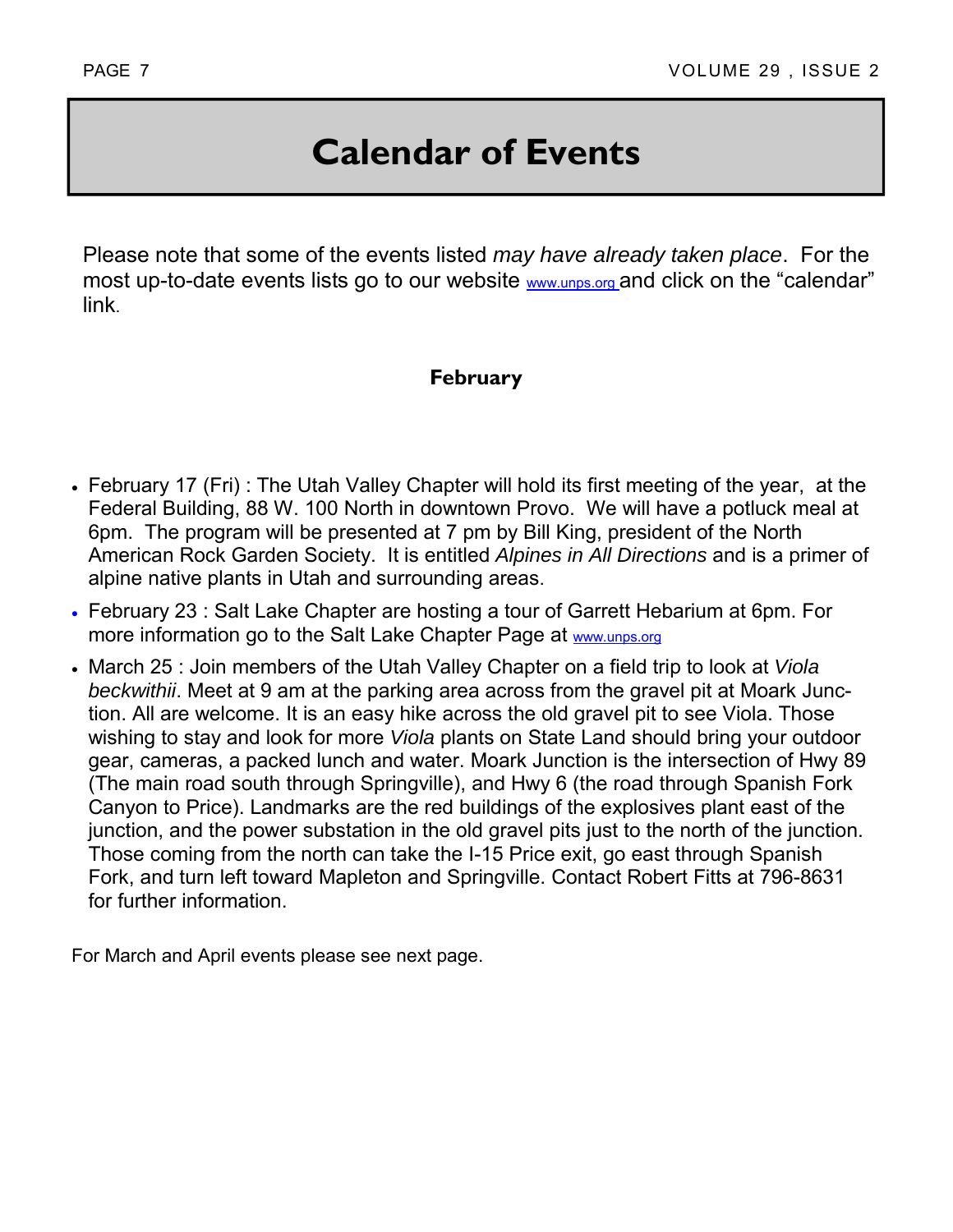# Calendar of Events

Please note that some of the events listed *may have already taken place*. For the most up-to-date events lists go to our website www.unps.org and click on the "calendar" link.

### February

- February 17 (Fri) : The Utah Valley Chapter will hold its first meeting of the year, at the Federal Building, 88 W. 100 North in downtown Provo. We will have a potluck meal at 6pm. The program will be presented at 7 pm by Bill King, president of the North American Rock Garden Society. It is entitled *Alpines in All Directions* and is a primer of alpine native plants in Utah and surrounding areas.
- February 23 : Salt Lake Chapter are hosting a tour of Garrett Hebarium at 6pm. For more information go to the Salt Lake Chapter Page at www.unps.org
- March 25 : Join members of the Utah Valley Chapter on a field trip to look at *Viola beckwithii*. Meet at 9 am at the parking area across from the gravel pit at Moark Junction. All are welcome. It is an easy hike across the old gravel pit to see Viola. Those wishing to stay and look for more *Viola* plants on State Land should bring your outdoor gear, cameras, a packed lunch and water. Moark Junction is the intersection of Hwy 89 (The main road south through Springville), and Hwy 6 (the road through Spanish Fork Canyon to Price). Landmarks are the red buildings of the explosives plant east of the junction, and the power substation in the old gravel pits just to the north of the junction. Those coming from the north can take the I-15 Price exit, go east through Spanish Fork, and turn left toward Mapleton and Springville. Contact Robert Fitts at 796-8631 for further information.

For March and April events please see next page.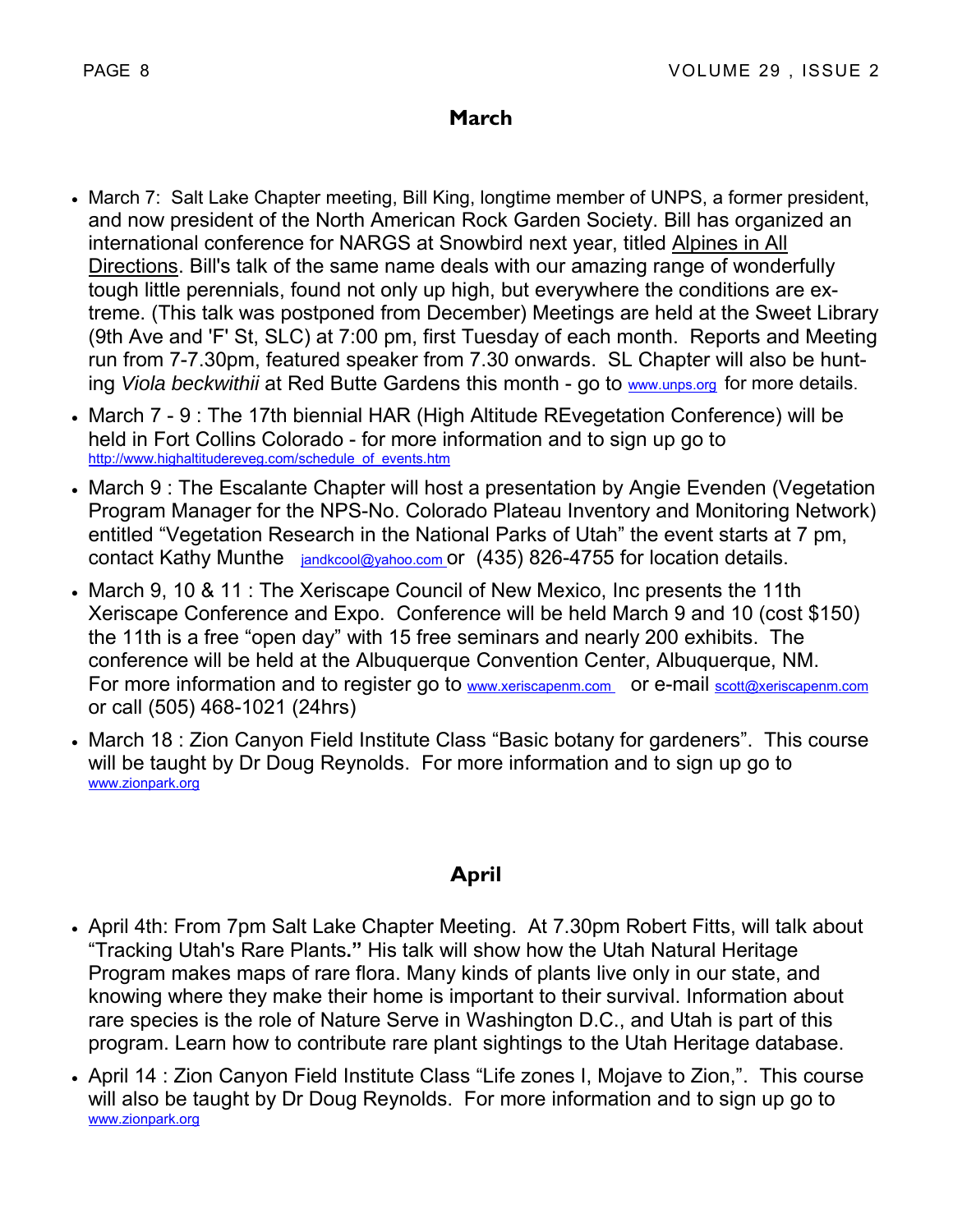## March

- March 7: Salt Lake Chapter meeting, Bill King, longtime member of UNPS, a former president, and now president of the North American Rock Garden Society. Bill has organized an international conference for NARGS at Snowbird next year, titled Alpines in All Directions. Bill's talk of the same name deals with our amazing range of wonderfully tough little perennials, found not only up high, but everywhere the conditions are extreme. (This talk was postponed from December) Meetings are held at the Sweet Library (9th Ave and 'F' St, SLC) at 7:00 pm, first Tuesday of each month. Reports and Meeting run from 7-7.30pm, featured speaker from 7.30 onwards. SL Chapter will also be hunting *Viola beckwithii* at Red Butte Gardens this month - go to www.unps.org for more details.
- March 7 - 9 : The 17th biennial HAR (High Altitude REvegetation Conference) will be held in Fort Collins Colorado - for more information and to sign up go to http://www.highaltitudereveg.com/schedule_of_events.htm
- March 9 : The Escalante Chapter will host a presentation by Angie Evenden (Vegetation Program Manager for the NPS-No. Colorado Plateau Inventory and Monitoring Network) entitled "Vegetation Research in the National Parks of Utah" the event starts at 7 pm, contact Kathy Munthe jandkcool@yahoo.com or (435) 826-4755 for location details.
- March 9, 10 & 11 : The Xeriscape Council of New Mexico, Inc presents the 11th Xeriscape Conference and Expo. Conference will be held March 9 and 10 (cost $150) the 11th is a free "open day" with 15 free seminars and nearly 200 exhibits. The conference will be held at the Albuquerque Convention Center, Albuquerque, NM. For more information and to register go to www.xeriscapenm.com or e-mail scott@xeriscapenm.com or call (505) 468-1021 (24hrs)
- March 18 : Zion Canyon Field Institute Class "Basic botany for gardeners". This course will be taught by Dr Doug Reynolds. For more information and to sign up go to www.zionpark.org

## April

- April 4th: From 7pm Salt Lake Chapter Meeting. At 7.30pm Robert Fitts, will talk about "Tracking Utah's Rare Plants**.**" His talk will show how the Utah Natural Heritage Program makes maps of rare flora. Many kinds of plants live only in our state, and knowing where they make their home is important to their survival. Information about rare species is the role of Nature Serve in Washington D.C., and Utah is part of this program. Learn how to contribute rare plant sightings to the Utah Heritage database.
- April 14 : Zion Canyon Field Institute Class "Life zones I, Mojave to Zion,". This course will also be taught by Dr Doug Reynolds. For more information and to sign up go to www.zionpark.org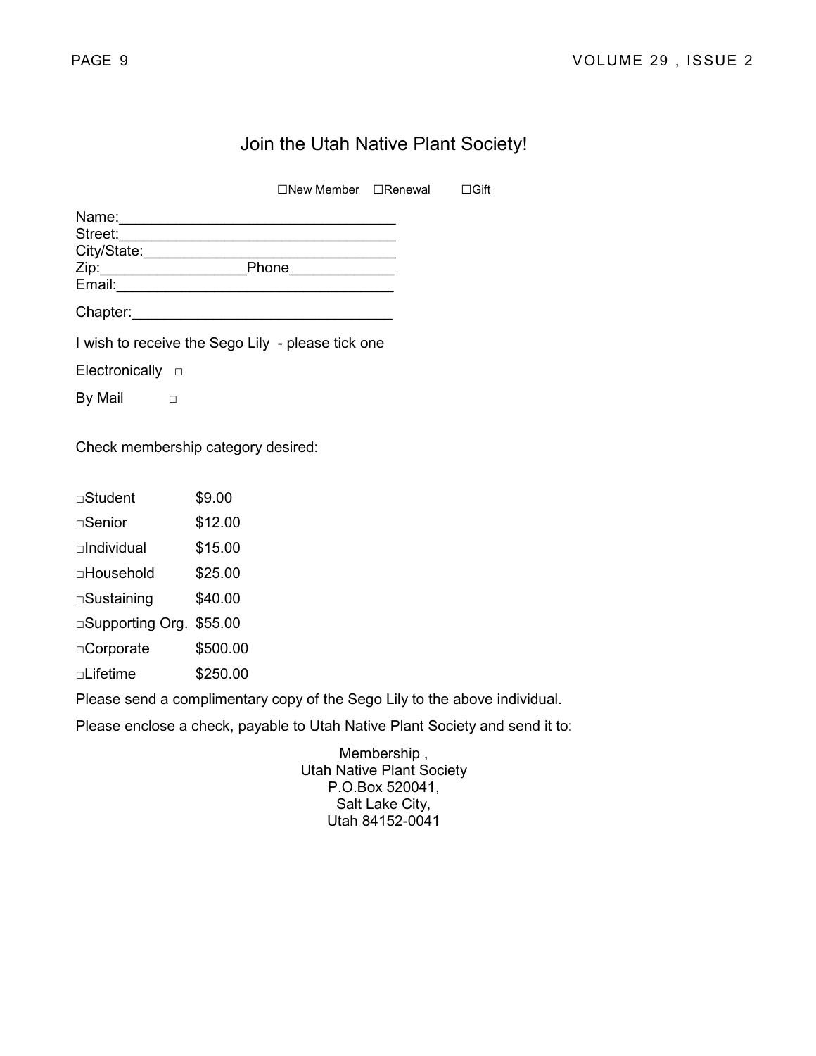# Join the Utah Native Plant Society!

☐New Member ☐Renewal ☐Gift

Name:________________________________
Street:________________________________
City/State:_____________________________
Zip:_________________Phone_____________
Email:_________________________________

Chapter:_______________________________

I wish to receive the Sego Lily - please tick one

Electronically □

By Mail □

Check membership category desired:

| | |
|---|---|
| □Student | $9.00 |
| □Senior | $12.00 |
| □Individual | $15.00 |
| □Household | $25.00 |
| □Sustaining | $40.00 |
| □Supporting Org. | $55.00 |
| □Corporate | $500.00 |
| □Lifetime | $250.00 |

Please send a complimentary copy of the Sego Lily to the above individual.

Please enclose a check, payable to Utah Native Plant Society and send it to:

Membership ,
Utah Native Plant Society
P.O.Box 520041,
Salt Lake City,
Utah 84152-0041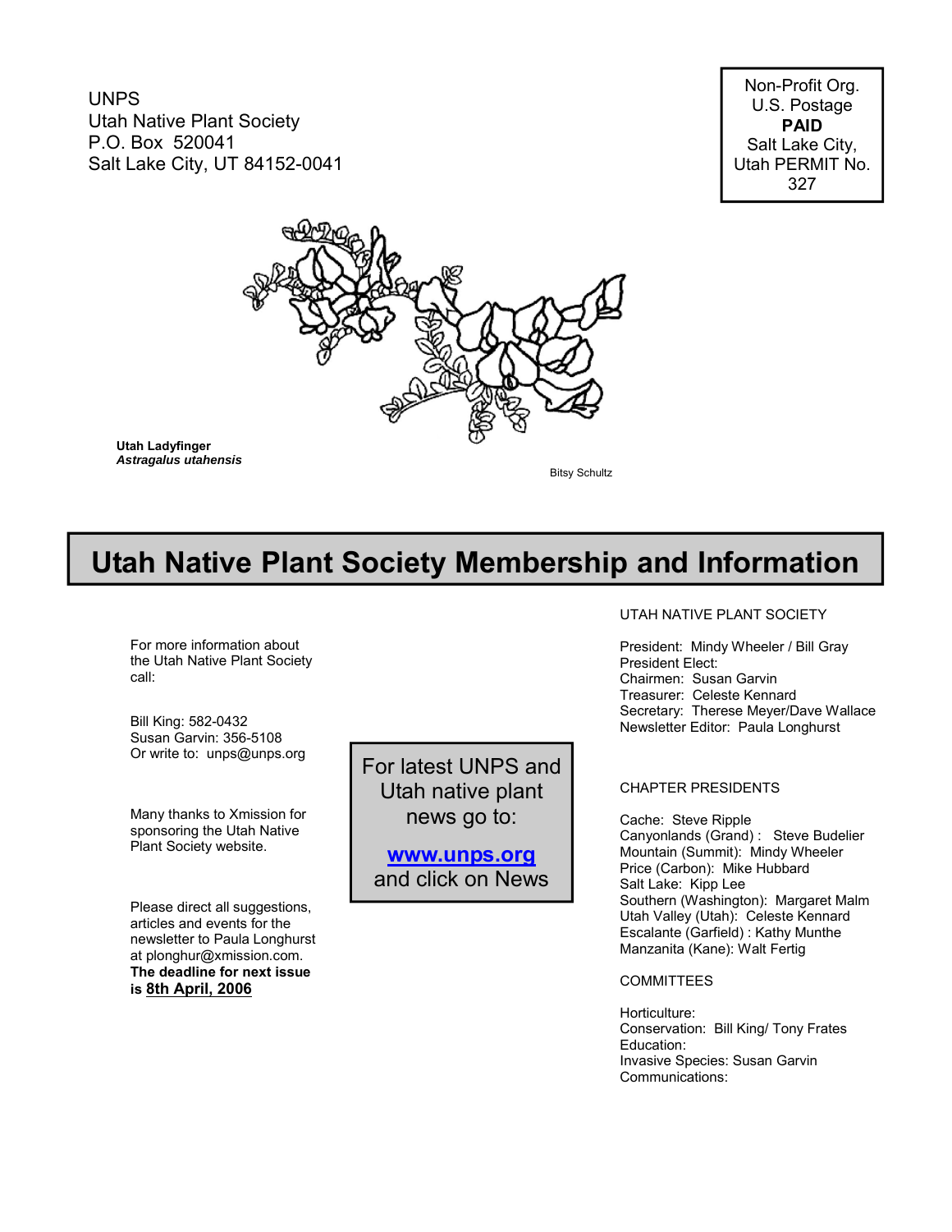UNPS
Utah Native Plant Society
P.O. Box 520041
Salt Lake City, UT 84152-0041

Non-Profit Org.
U.S. Postage
**PAID**
Salt Lake City,
Utah PERMIT No.
327

**Utah Ladyfinger**
***Astragalus utahensis***

Bitsy Schultz

# Utah Native Plant Society Membership and Information

For more information about the Utah Native Plant Society call:

Bill King: 582-0432
Susan Garvin: 356-5108
Or write to: unps@unps.org

Many thanks to Xmission for sponsoring the Utah Native Plant Society website.

Please direct all suggestions, articles and events for the newsletter to Paula Longhurst at plonghur@xmission.com.
**The deadline for next issue is 8th April, 2006**

For latest UNPS and Utah native plant news go to:

**www.unps.org**
and click on News

UTAH NATIVE PLANT SOCIETY

President: Mindy Wheeler / Bill Gray
President Elect:
Chairmen: Susan Garvin
Treasurer: Celeste Kennard
Secretary: Therese Meyer/Dave Wallace
Newsletter Editor: Paula Longhurst

CHAPTER PRESIDENTS

Cache: Steve Ripple
Canyonlands (Grand) : Steve Budelier
Mountain (Summit): Mindy Wheeler
Price (Carbon): Mike Hubbard
Salt Lake: Kipp Lee
Southern (Washington): Margaret Malm
Utah Valley (Utah): Celeste Kennard
Escalante (Garfield) : Kathy Munthe
Manzanita (Kane): Walt Fertig

COMMITTEES

Horticulture:
Conservation: Bill King/ Tony Frates
Education:
Invasive Species: Susan Garvin
Communications: